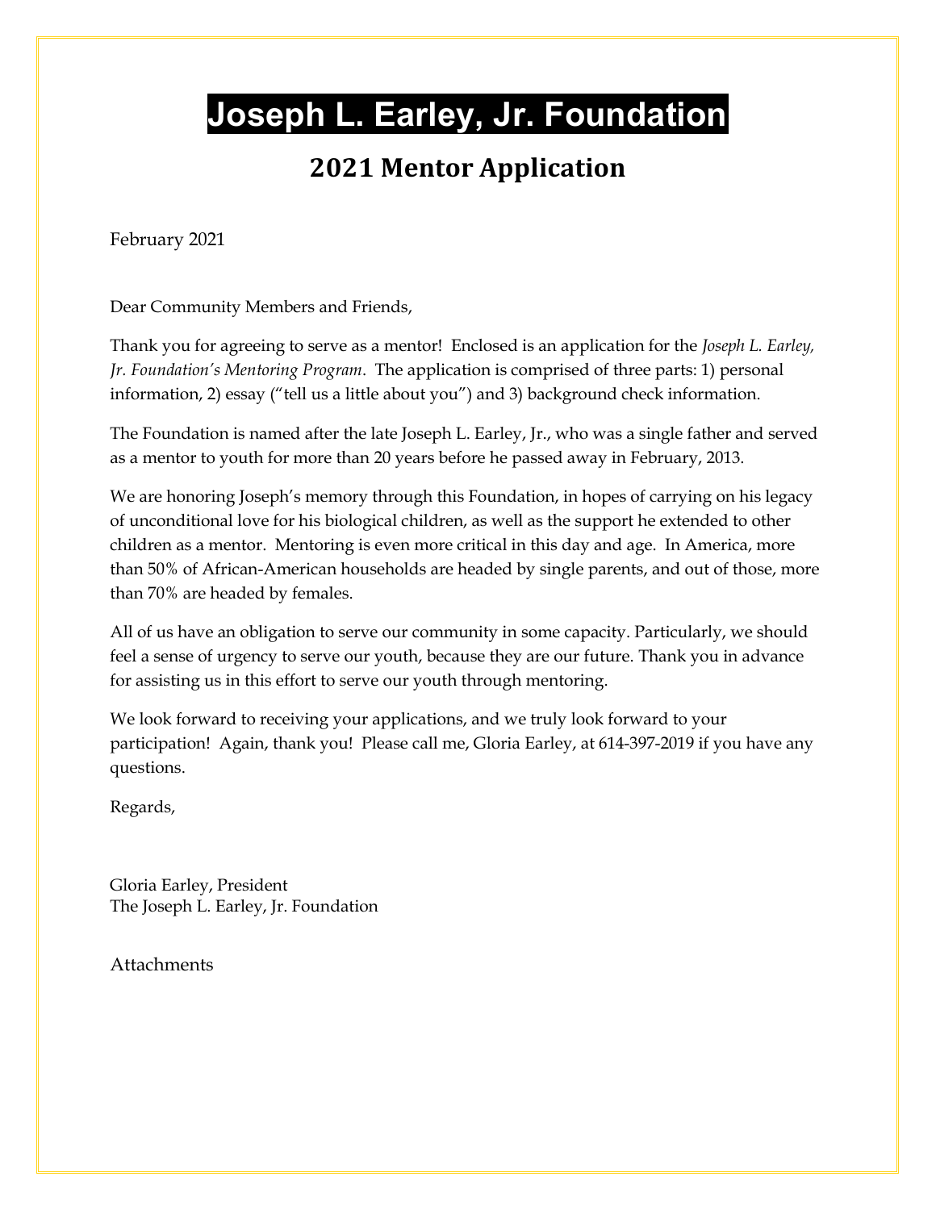# Joseph L. Earley, Jr. Foundation

## 2021 Mentor Application

February 2021

Dear Community Members and Friends,

Thank you for agreeing to serve as a mentor! Enclosed is an application for the *Joseph L. Earley, Jr. Foundation's Mentoring Program*. The application is comprised of three parts: 1) personal information, 2) essay ("tell us a little about you") and 3) background check information.

The Foundation is named after the late Joseph L. Earley, Jr., who was a single father and served as a mentor to youth for more than 20 years before he passed away in February, 2013.

We are honoring Joseph's memory through this Foundation, in hopes of carrying on his legacy of unconditional love for his biological children, as well as the support he extended to other children as a mentor. Mentoring is even more critical in this day and age. In America, more than 50% of African-American households are headed by single parents, and out of those, more than 70% are headed by females.

All of us have an obligation to serve our community in some capacity. Particularly, we should feel a sense of urgency to serve our youth, because they are our future. Thank you in advance for assisting us in this effort to serve our youth through mentoring.

We look forward to receiving your applications, and we truly look forward to your participation! Again, thank you! Please call me, Gloria Earley, at 614-397-2019 if you have any questions.

Regards,

Gloria Earley, President
The Joseph L. Earley, Jr. Foundation

Attachments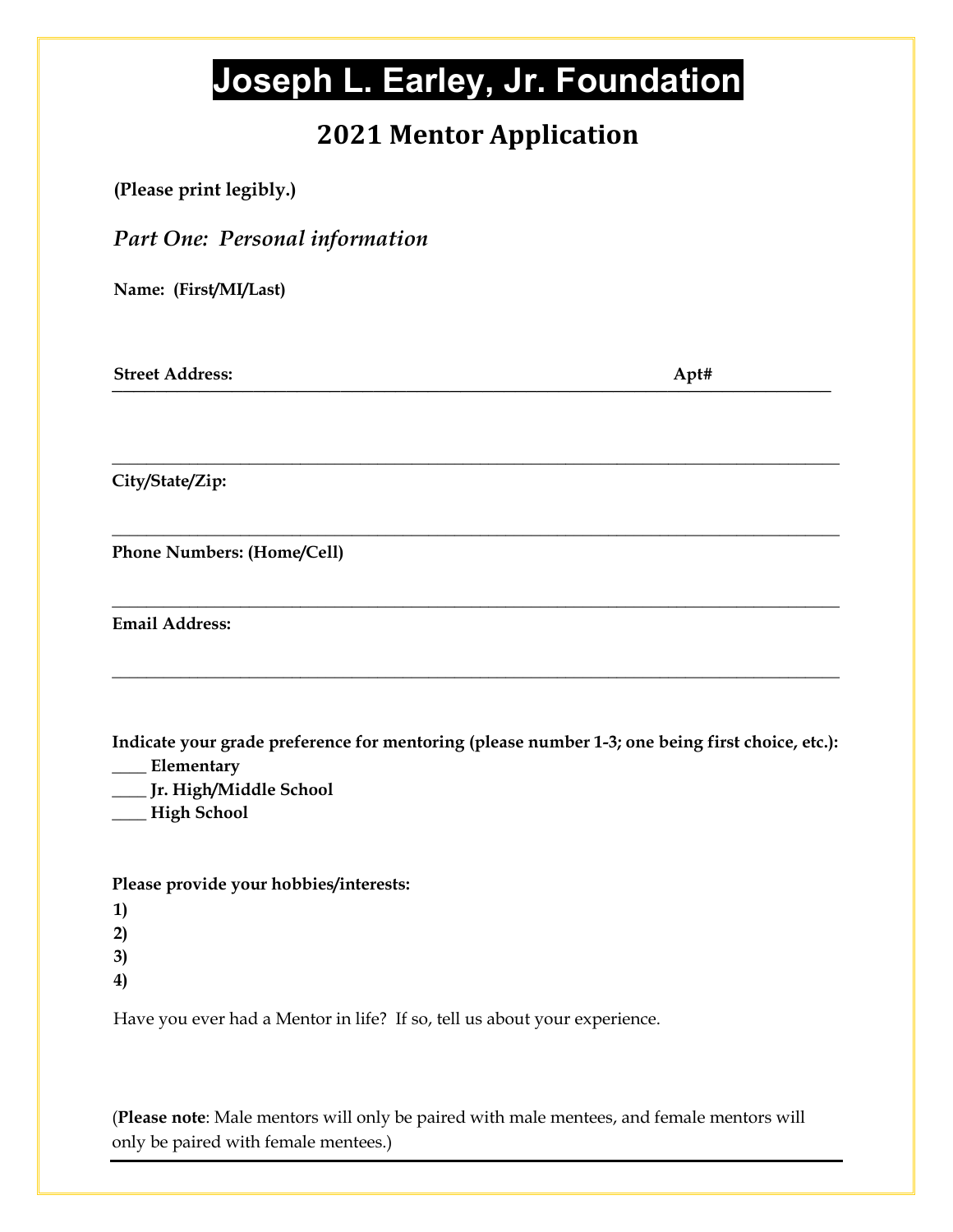# Joseph L. Earley, Jr. Foundation

## 2021 Mentor Application

**(Please print legibly.)**

*Part One: Personal information*

**Name: (First/MI/Last)**

**Street Address:** ____________________________________________ **Apt#** __________

______________________________________________________________________

**City/State/Zip:**

______________________________________________________________________

**Phone Numbers: (Home/Cell)**

______________________________________________________________________

**Email Address:**

______________________________________________________________________

**Indicate your grade preference for mentoring (please number 1-3; one being first choice, etc.):**

**____ Elementary**
**____ Jr. High/Middle School**
**____ High School**

**Please provide your hobbies/interests:**

**1)**
**2)**
**3)**
**4)**

Have you ever had a Mentor in life? If so, tell us about your experience.

(**Please note**: Male mentors will only be paired with male mentees, and female mentors will only be paired with female mentees.)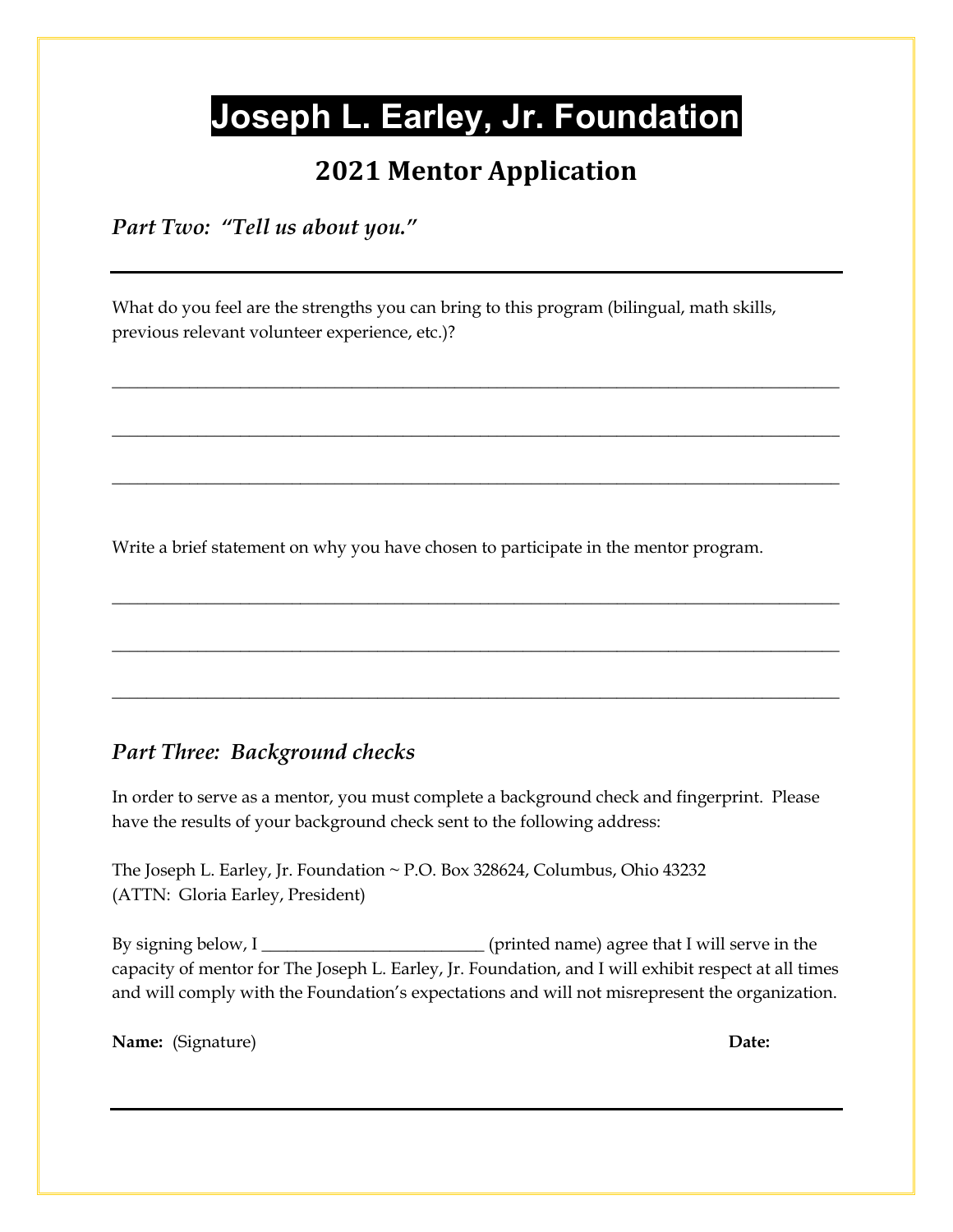# Joseph L. Earley, Jr. Foundation

## 2021 Mentor Application

*Part Two: "Tell us about you."*

---

What do you feel are the strengths you can bring to this program (bilingual, math skills, previous relevant volunteer experience, etc.)?

____________________________________________________________________________________

____________________________________________________________________________________

____________________________________________________________________________________

Write a brief statement on why you have chosen to participate in the mentor program.

____________________________________________________________________________________

____________________________________________________________________________________

____________________________________________________________________________________

### *Part Three: Background checks*

In order to serve as a mentor, you must complete a background check and fingerprint. Please have the results of your background check sent to the following address:

The Joseph L. Earley, Jr. Foundation ~ P.O. Box 328624, Columbus, Ohio 43232
(ATTN: Gloria Earley, President)

By signing below, I _________________________ (printed name) agree that I will serve in the capacity of mentor for The Joseph L. Earley, Jr. Foundation, and I will exhibit respect at all times and will comply with the Foundation's expectations and will not misrepresent the organization.

**Name:** (Signature) **Date:**

---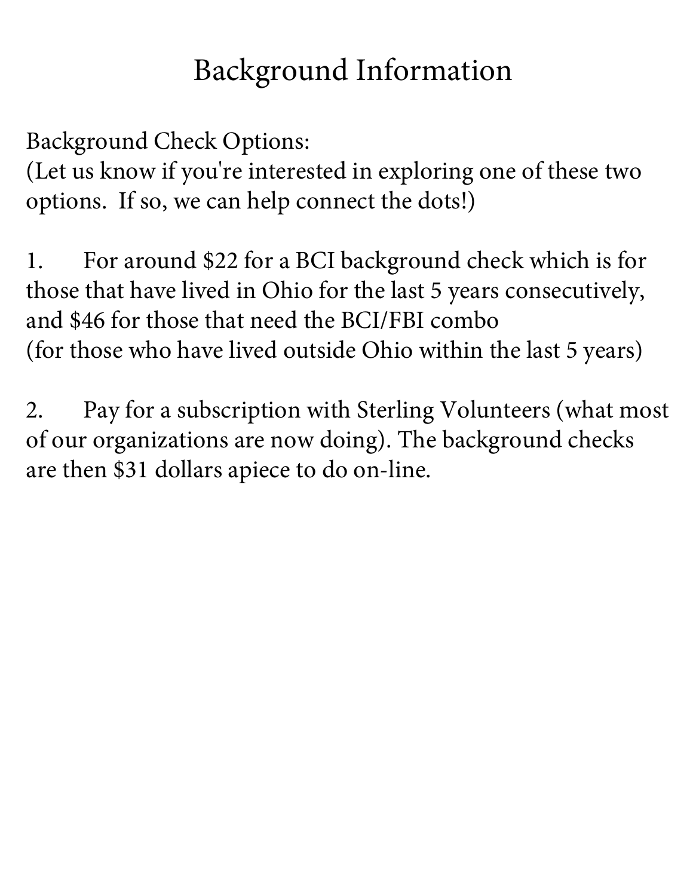# Background Information

Background Check Options:
(Let us know if you're interested in exploring one of these two options. If so, we can help connect the dots!)

1. For around $22 for a BCI background check which is for those that have lived in Ohio for the last 5 years consecutively, and $46 for those that need the BCI/FBI combo
(for those who have lived outside Ohio within the last 5 years)

2. Pay for a subscription with Sterling Volunteers (what most of our organizations are now doing). The background checks are then $31 dollars apiece to do on-line.